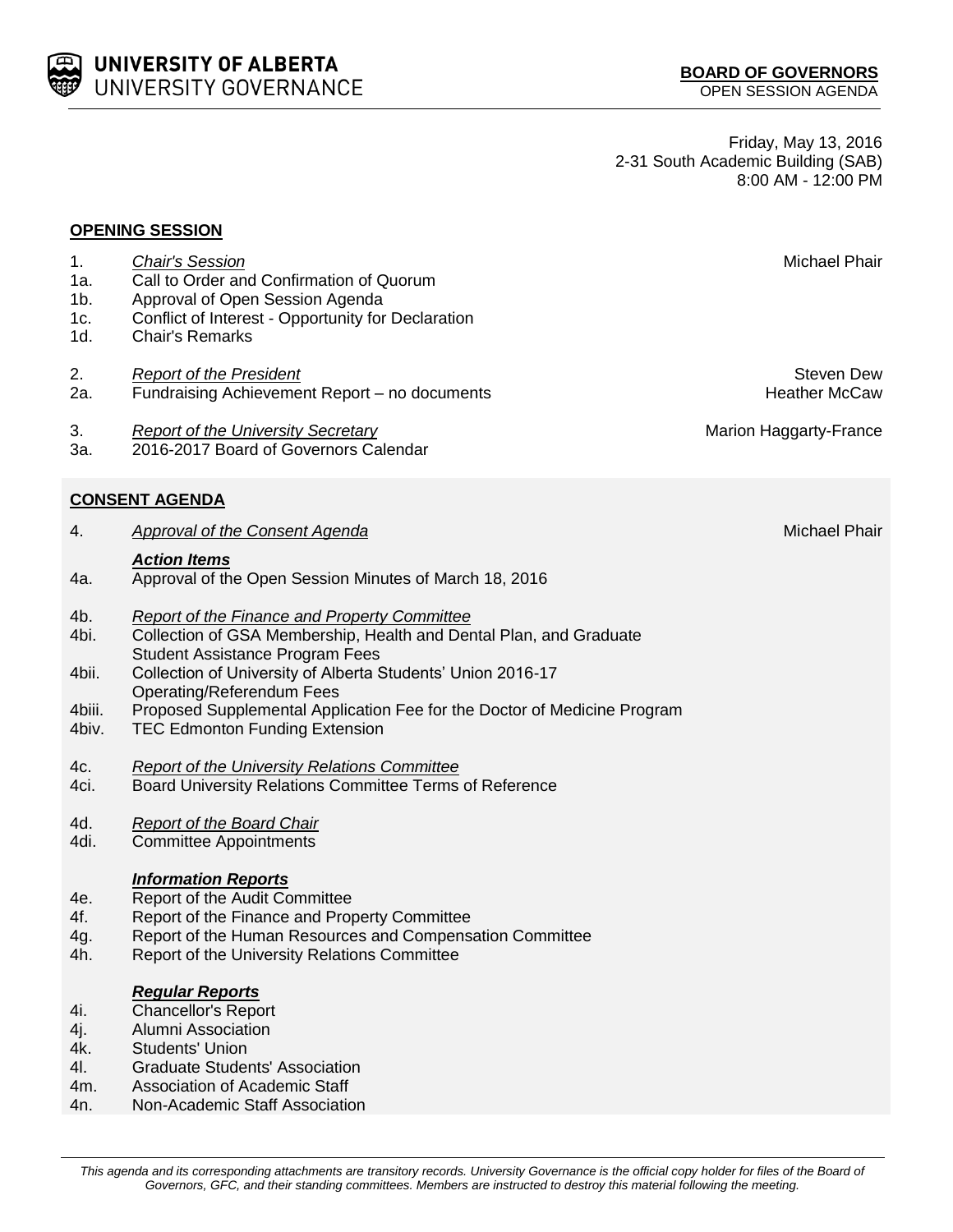**UNIVERSITY OF ALBERTA**
UNIVERSITY GOVERNANCE

**BOARD OF GOVERNORS**
OPEN SESSION AGENDA

Friday, May 13, 2016
2-31 South Academic Building (SAB)
8:00 AM - 12:00 PM

## OPENING SESSION

| | | |
|---|---|---|
| 1. | *Chair's Session* | Michael Phair |
| 1a. | Call to Order and Confirmation of Quorum | |
| 1b. | Approval of Open Session Agenda | |
| 1c. | Conflict of Interest - Opportunity for Declaration | |
| 1d. | Chair's Remarks | |
| 2. | *Report of the President* | Steven Dew |
| 2a. | Fundraising Achievement Report – no documents | Heather McCaw |
| 3. | *Report of the University Secretary* | Marion Haggarty-France |
| 3a. | 2016-2017 Board of Governors Calendar | |

## CONSENT AGENDA

| | | |
|---|---|---|
| 4. | *Approval of the Consent Agenda* | Michael Phair |
| | ***Action Items*** | |
| 4a. | Approval of the Open Session Minutes of March 18, 2016 | |
| 4b. | *Report of the Finance and Property Committee* | |
| 4bi. | Collection of GSA Membership, Health and Dental Plan, and Graduate Student Assistance Program Fees | |
| 4bii. | Collection of University of Alberta Students' Union 2016-17 Operating/Referendum Fees | |
| 4biii. | Proposed Supplemental Application Fee for the Doctor of Medicine Program | |
| 4biv. | TEC Edmonton Funding Extension | |
| 4c. | *Report of the University Relations Committee* | |
| 4ci. | Board University Relations Committee Terms of Reference | |
| 4d. | *Report of the Board Chair* | |
| 4di. | Committee Appointments | |
| | ***Information Reports*** | |
| 4e. | Report of the Audit Committee | |
| 4f. | Report of the Finance and Property Committee | |
| 4g. | Report of the Human Resources and Compensation Committee | |
| 4h. | Report of the University Relations Committee | |
| | ***Regular Reports*** | |
| 4i. | Chancellor's Report | |
| 4j. | Alumni Association | |
| 4k. | Students' Union | |
| 4l. | Graduate Students' Association | |
| 4m. | Association of Academic Staff | |
| 4n. | Non-Academic Staff Association | |

*This agenda and its corresponding attachments are transitory records. University Governance is the official copy holder for files of the Board of Governors, GFC, and their standing committees. Members are instructed to destroy this material following the meeting.*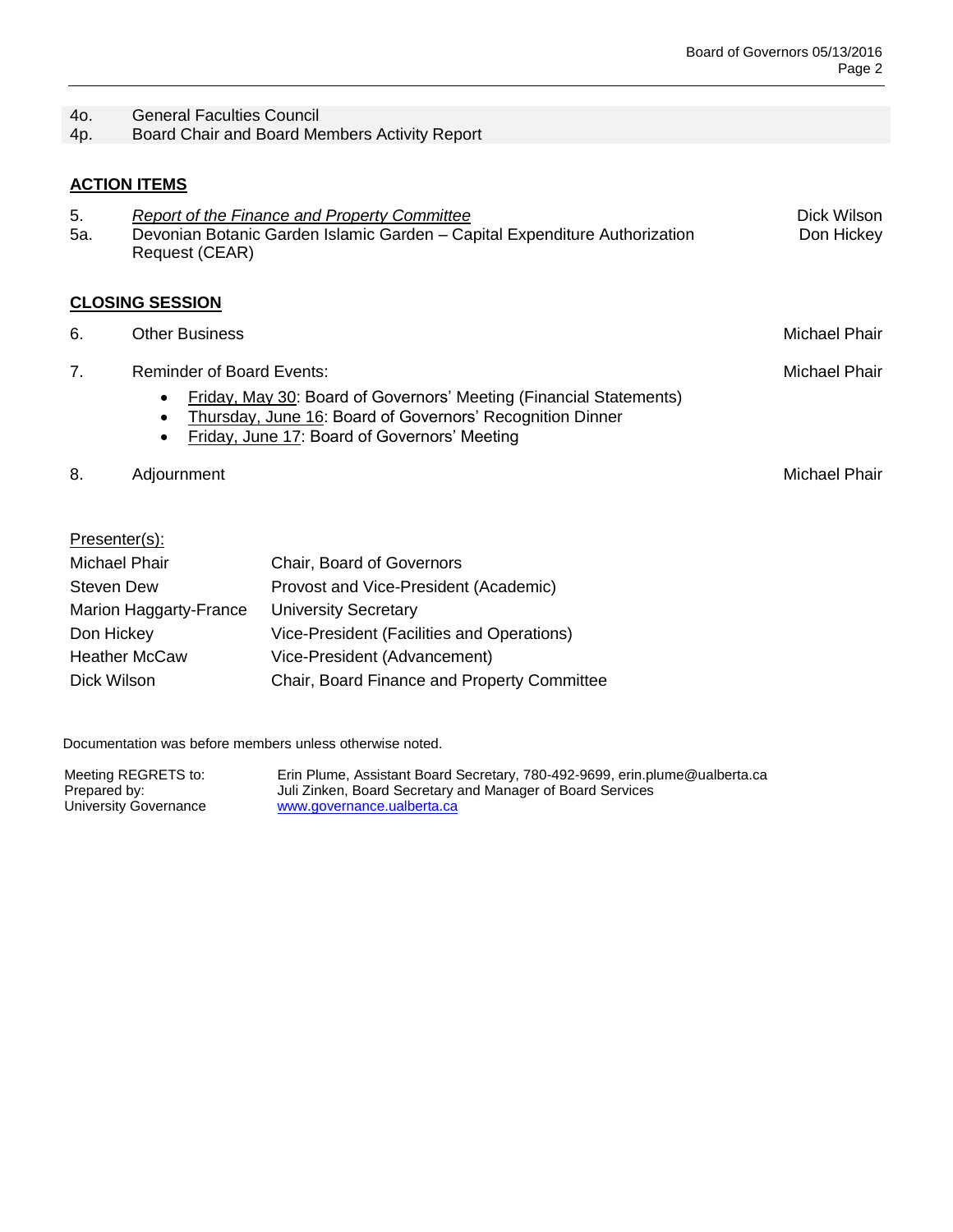4o. General Faculties Council
4p. Board Chair and Board Members Activity Report

**ACTION ITEMS**

5. *Report of the Finance and Property Committee* — Dick Wilson
5a. Devonian Botanic Garden Islamic Garden – Capital Expenditure Authorization Request (CEAR) — Don Hickey

**CLOSING SESSION**

6. Other Business — Michael Phair

7. Reminder of Board Events: — Michael Phair
   - Friday, May 30: Board of Governors' Meeting (Financial Statements)
   - Thursday, June 16: Board of Governors' Recognition Dinner
   - Friday, June 17: Board of Governors' Meeting

8. Adjournment — Michael Phair

Presenter(s):

| | |
|---|---|
| Michael Phair | Chair, Board of Governors |
| Steven Dew | Provost and Vice-President (Academic) |
| Marion Haggarty-France | University Secretary |
| Don Hickey | Vice-President (Facilities and Operations) |
| Heather McCaw | Vice-President (Advancement) |
| Dick Wilson | Chair, Board Finance and Property Committee |

Documentation was before members unless otherwise noted.

| | |
|---|---|
| Meeting REGRETS to: | Erin Plume, Assistant Board Secretary, 780-492-9699, erin.plume@ualberta.ca |
| Prepared by: | Juli Zinken, Board Secretary and Manager of Board Services |
| University Governance | www.governance.ualberta.ca |